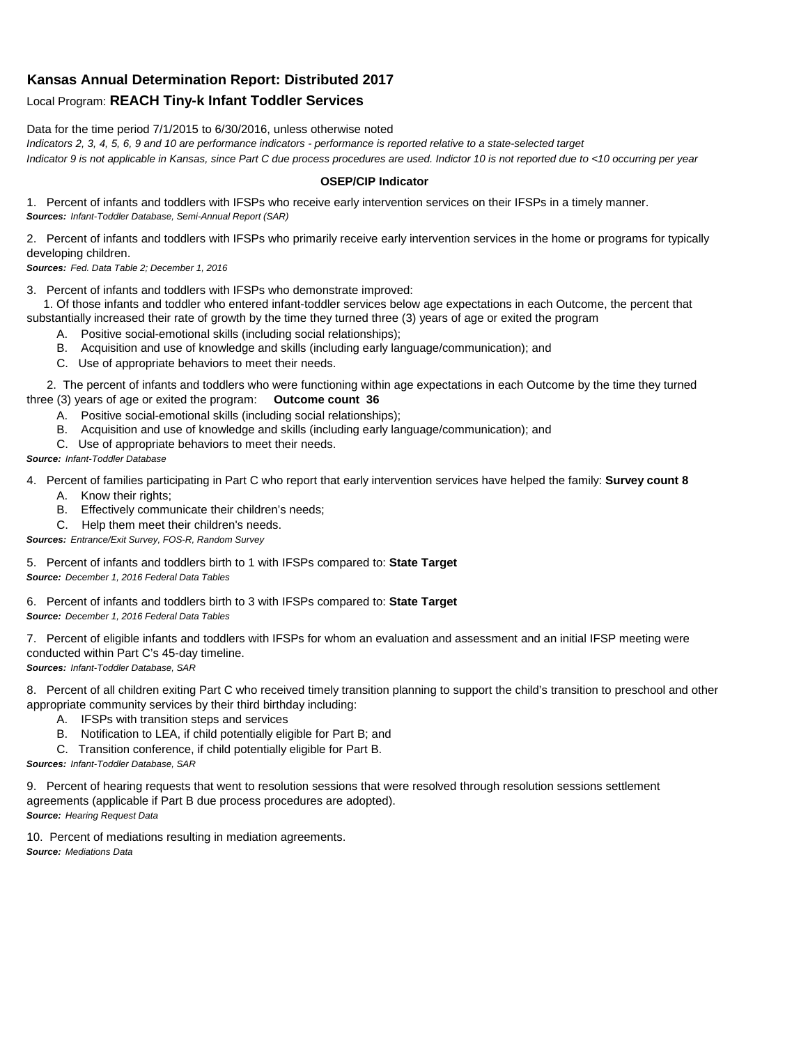# Kansas Annual Determination Report: Distributed 2017

Local Program: **REACH Tiny-k Infant Toddler Services**

Data for the time period 7/1/2015 to 6/30/2016, unless otherwise noted

*Indicators 2, 3, 4, 5, 6, 9 and 10 are performance indicators - performance is reported relative to a state-selected target*

*Indicator 9 is not applicable in Kansas, since Part C due process procedures are used. Indictor 10 is not reported due to <10 occurring per year*

**OSEP/CIP Indicator**

1. Percent of infants and toddlers with IFSPs who receive early intervention services on their IFSPs in a timely manner.
***Sources:*** *Infant-Toddler Database, Semi-Annual Report (SAR)*

2. Percent of infants and toddlers with IFSPs who primarily receive early intervention services in the home or programs for typically developing children.
***Sources:*** *Fed. Data Table 2; December 1, 2016*

3. Percent of infants and toddlers with IFSPs who demonstrate improved:

   1. Of those infants and toddler who entered infant-toddler services below age expectations in each Outcome, the percent that substantially increased their rate of growth by the time they turned three (3) years of age or exited the program
      - A. Positive social-emotional skills (including social relationships);
      - B. Acquisition and use of knowledge and skills (including early language/communication); and
      - C. Use of appropriate behaviors to meet their needs.

   2. The percent of infants and toddlers who were functioning within age expectations in each Outcome by the time they turned three (3) years of age or exited the program: **Outcome count 36**
      - A. Positive social-emotional skills (including social relationships);
      - B. Acquisition and use of knowledge and skills (including early language/communication); and
      - C. Use of appropriate behaviors to meet their needs.

***Source:*** *Infant-Toddler Database*

4. Percent of families participating in Part C who report that early intervention services have helped the family: **Survey count 8**
   - A. Know their rights;
   - B. Effectively communicate their children's needs;
   - C. Help them meet their children's needs.

***Sources:*** *Entrance/Exit Survey, FOS-R, Random Survey*

5. Percent of infants and toddlers birth to 1 with IFSPs compared to: **State Target**
***Source:*** *December 1, 2016 Federal Data Tables*

6. Percent of infants and toddlers birth to 3 with IFSPs compared to: **State Target**
***Source:*** *December 1, 2016 Federal Data Tables*

7. Percent of eligible infants and toddlers with IFSPs for whom an evaluation and assessment and an initial IFSP meeting were conducted within Part C's 45-day timeline.
***Sources:*** *Infant-Toddler Database, SAR*

8. Percent of all children exiting Part C who received timely transition planning to support the child's transition to preschool and other appropriate community services by their third birthday including:
   - A. IFSPs with transition steps and services
   - B. Notification to LEA, if child potentially eligible for Part B; and
   - C. Transition conference, if child potentially eligible for Part B.

***Sources:*** *Infant-Toddler Database, SAR*

9. Percent of hearing requests that went to resolution sessions that were resolved through resolution sessions settlement agreements (applicable if Part B due process procedures are adopted).
***Source:*** *Hearing Request Data*

10. Percent of mediations resulting in mediation agreements.
***Source:*** *Mediations Data*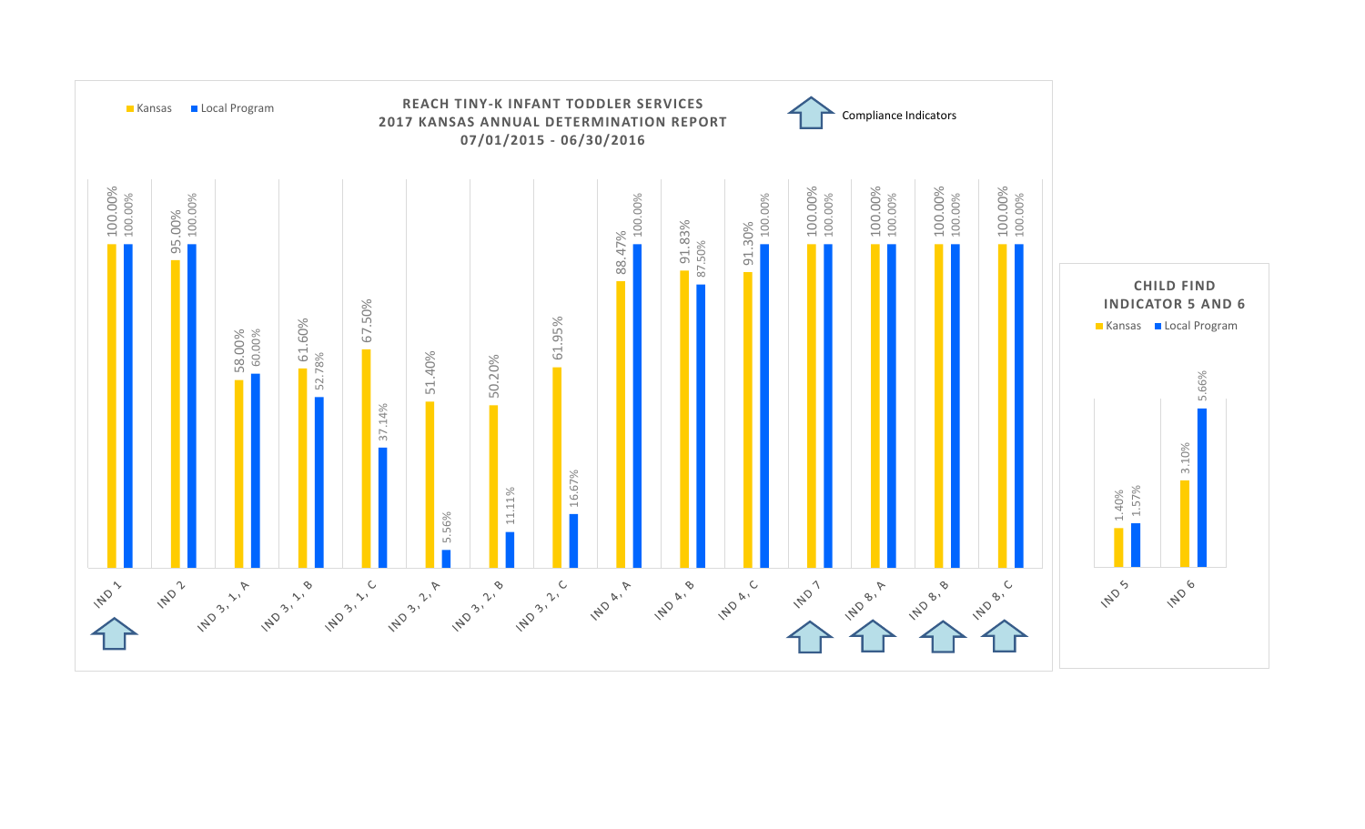Kansas   Local Program

**REACH TINY-K INFANT TODDLER SERVICES**
**2017 KANSAS ANNUAL DETERMINATION REPORT**
**07/01/2015 - 06/30/2016**

Compliance Indicators

100.00% 100.00%
95.00% 100.00%
58.00% 60.00%
61.60% 52.78%
67.50% 37.14%
51.40% 5.56%
50.20% 11.11%
61.95% 16.67%
88.47% 100.00%
91.83% 87.50%
91.30% 100.00%
100.00% 100.00%
100.00% 100.00%
100.00% 100.00%
100.00% 100.00%

IND 1
IND 2
IND 3, 1, A
IND 3, 1, B
IND 3, 1, C
IND 3, 2, A
IND 3, 2, B
IND 3, 2, C
IND 4, A
IND 4, B
IND 4, C
IND 7
IND 8, A
IND 8, B
IND 8, C

**CHILD FIND**
**INDICATOR 5 AND 6**

Kansas   Local Program

1.40% 1.57%
3.10% 5.66%

IND 5
IND 6